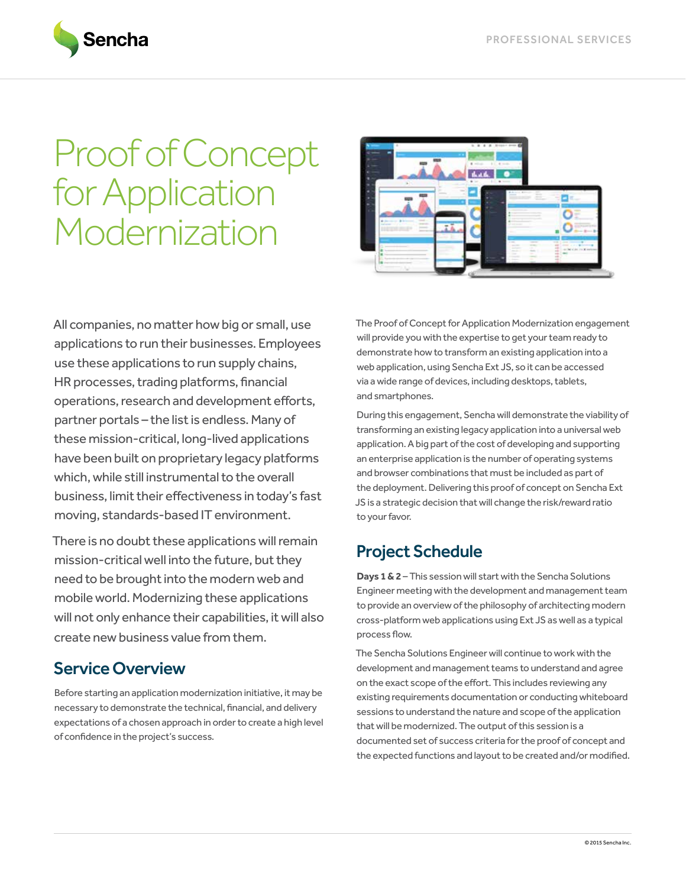# Proof of Concept for Application Modernization

All companies, no matter how big or small, use applications to run their businesses. Employees use these applications to run supply chains, HR processes, trading platforms, financial operations, research and development efforts, partner portals – the list is endless. Many of these mission-critical, long-lived applications have been built on proprietary legacy platforms which, while still instrumental to the overall business, limit their effectiveness in today's fast moving, standards-based IT environment.

There is no doubt these applications will remain mission-critical well into the future, but they need to be brought into the modern web and mobile world. Modernizing these applications will not only enhance their capabilities, it will also create new business value from them.

## Service Overview

Before starting an application modernization initiative, it may be necessary to demonstrate the technical, financial, and delivery expectations of a chosen approach in order to create a high level of confidence in the project's success.

The Proof of Concept for Application Modernization engagement will provide you with the expertise to get your team ready to demonstrate how to transform an existing application into a web application, using Sencha Ext JS, so it can be accessed via a wide range of devices, including desktops, tablets, and smartphones.

During this engagement, Sencha will demonstrate the viability of transforming an existing legacy application into a universal web application. A big part of the cost of developing and supporting an enterprise application is the number of operating systems and browser combinations that must be included as part of the deployment. Delivering this proof of concept on Sencha Ext JS is a strategic decision that will change the risk/reward ratio to your favor.

## Project Schedule

**Days 1 & 2** – This session will start with the Sencha Solutions Engineer meeting with the development and management team to provide an overview of the philosophy of architecting modern cross-platform web applications using Ext JS as well as a typical process flow.

The Sencha Solutions Engineer will continue to work with the development and management teams to understand and agree on the exact scope of the effort. This includes reviewing any existing requirements documentation or conducting whiteboard sessions to understand the nature and scope of the application that will be modernized. The output of this session is a documented set of success criteria for the proof of concept and the expected functions and layout to be created and/or modified.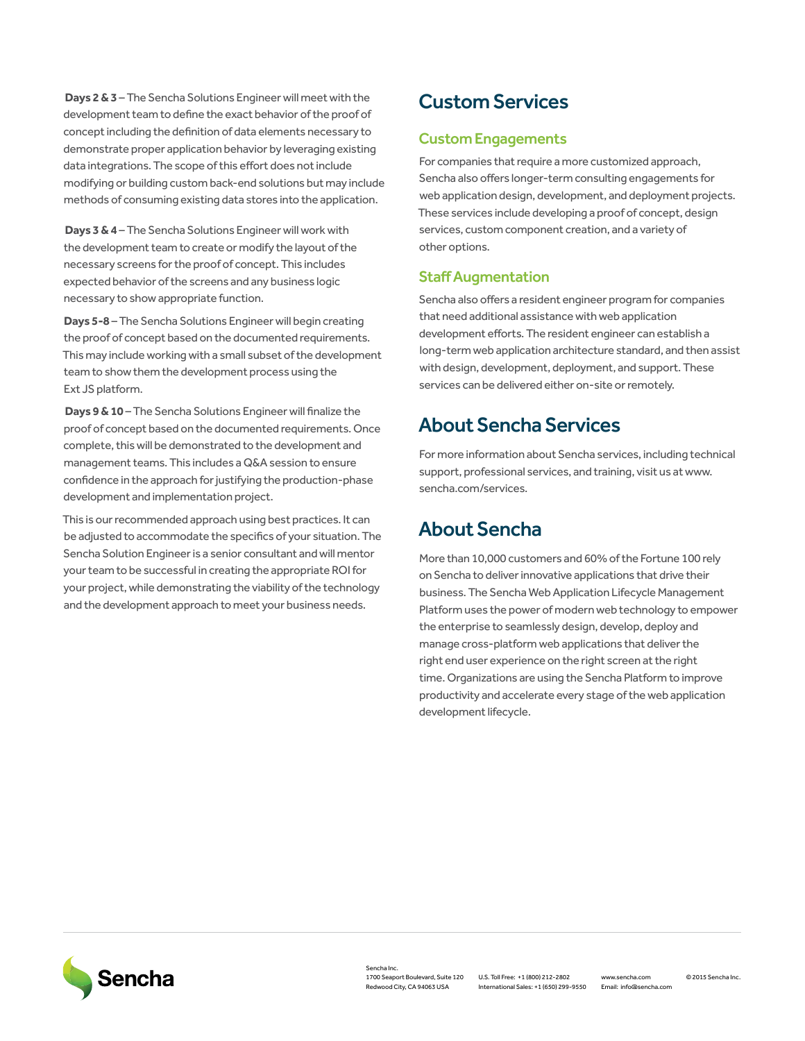**Days 2 & 3** – The Sencha Solutions Engineer will meet with the development team to define the exact behavior of the proof of concept including the definition of data elements necessary to demonstrate proper application behavior by leveraging existing data integrations. The scope of this effort does not include modifying or building custom back-end solutions but may include methods of consuming existing data stores into the application.

**Days 3 & 4** – The Sencha Solutions Engineer will work with the development team to create or modify the layout of the necessary screens for the proof of concept. This includes expected behavior of the screens and any business logic necessary to show appropriate function.

**Days 5-8** – The Sencha Solutions Engineer will begin creating the proof of concept based on the documented requirements. This may include working with a small subset of the development team to show them the development process using the Ext JS platform.

**Days 9 & 10** – The Sencha Solutions Engineer will finalize the proof of concept based on the documented requirements. Once complete, this will be demonstrated to the development and management teams. This includes a Q&A session to ensure confidence in the approach for justifying the production-phase development and implementation project.

This is our recommended approach using best practices. It can be adjusted to accommodate the specifics of your situation. The Sencha Solution Engineer is a senior consultant and will mentor your team to be successful in creating the appropriate ROI for your project, while demonstrating the viability of the technology and the development approach to meet your business needs.

## Custom Services

### Custom Engagements

For companies that require a more customized approach, Sencha also offers longer-term consulting engagements for web application design, development, and deployment projects. These services include developing a proof of concept, design services, custom component creation, and a variety of other options.

### Staff Augmentation

Sencha also offers a resident engineer program for companies that need additional assistance with web application development efforts. The resident engineer can establish a long-term web application architecture standard, and then assist with design, development, deployment, and support. These services can be delivered either on-site or remotely.

## About Sencha Services

For more information about Sencha services, including technical support, professional services, and training, visit us at www.sencha.com/services.

## About Sencha

More than 10,000 customers and 60% of the Fortune 100 rely on Sencha to deliver innovative applications that drive their business. The Sencha Web Application Lifecycle Management Platform uses the power of modern web technology to empower the enterprise to seamlessly design, develop, deploy and manage cross-platform web applications that deliver the right end user experience on the right screen at the right time. Organizations are using the Sencha Platform to improve productivity and accelerate every stage of the web application development lifecycle.

Sencha

Sencha Inc.
1700 Seaport Boulevard, Suite 120
Redwood City, CA 94063 USA

U.S. Toll Free: +1 (800) 212-2802
International Sales: +1 (650) 299-9550

www.sencha.com
Email: info@sencha.com

© 2015 Sencha Inc.